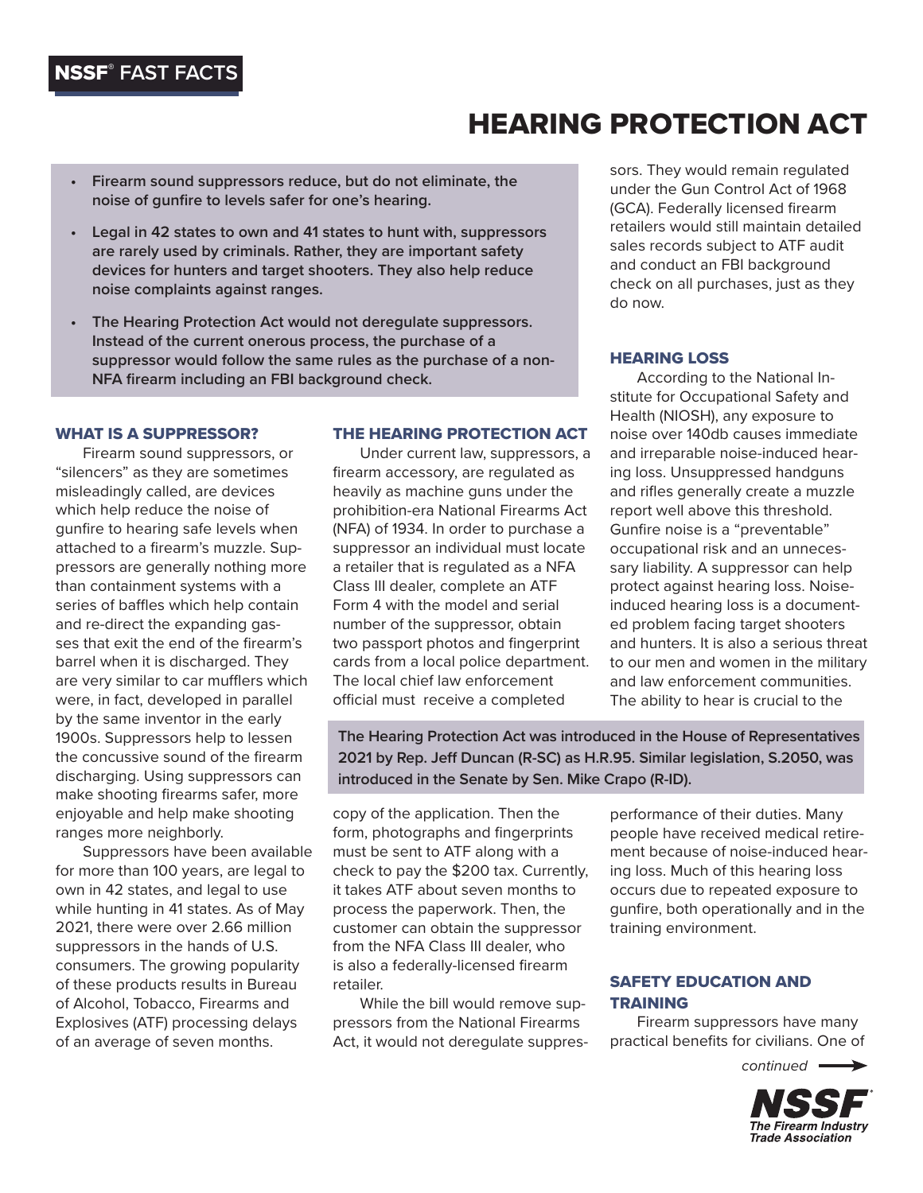**NSSF® FAST FACTS**

# HEARING PROTECTION ACT

- **Firearm sound suppressors reduce, but do not eliminate, the noise of gunfire to levels safer for one's hearing.**
- **Legal in 42 states to own and 41 states to hunt with, suppressors are rarely used by criminals. Rather, they are important safety devices for hunters and target shooters. They also help reduce noise complaints against ranges.**
- **The Hearing Protection Act would not deregulate suppressors. Instead of the current onerous process, the purchase of a suppressor would follow the same rules as the purchase of a non-NFA firearm including an FBI background check.**

## WHAT IS A SUPPRESSOR?

Firearm sound suppressors, or "silencers" as they are sometimes misleadingly called, are devices which help reduce the noise of gunfire to hearing safe levels when attached to a firearm's muzzle. Suppressors are generally nothing more than containment systems with a series of baffles which help contain and re-direct the expanding gasses that exit the end of the firearm's barrel when it is discharged. They are very similar to car mufflers which were, in fact, developed in parallel by the same inventor in the early 1900s. Suppressors help to lessen the concussive sound of the firearm discharging. Using suppressors can make shooting firearms safer, more enjoyable and help make shooting ranges more neighborly.

Suppressors have been available for more than 100 years, are legal to own in 42 states, and legal to use while hunting in 41 states. As of May 2021, there were over 2.66 million suppressors in the hands of U.S. consumers. The growing popularity of these products results in Bureau of Alcohol, Tobacco, Firearms and Explosives (ATF) processing delays of an average of seven months.

## THE HEARING PROTECTION ACT

Under current law, suppressors, a firearm accessory, are regulated as heavily as machine guns under the prohibition-era National Firearms Act (NFA) of 1934. In order to purchase a suppressor an individual must locate a retailer that is regulated as a NFA Class III dealer, complete an ATF Form 4 with the model and serial number of the suppressor, obtain two passport photos and fingerprint cards from a local police department. The local chief law enforcement official must receive a completed copy of the application. Then the form, photographs and fingerprints must be sent to ATF along with a check to pay the $200 tax. Currently, it takes ATF about seven months to process the paperwork. Then, the customer can obtain the suppressor from the NFA Class III dealer, who is also a federally-licensed firearm retailer.

While the bill would remove suppressors from the National Firearms Act, it would not deregulate suppressors. They would remain regulated under the Gun Control Act of 1968 (GCA). Federally licensed firearm retailers would still maintain detailed sales records subject to ATF audit and conduct an FBI background check on all purchases, just as they do now.

**The Hearing Protection Act was introduced in the House of Representatives 2021 by Rep. Jeff Duncan (R-SC) as H.R.95. Similar legislation, S.2050, was introduced in the Senate by Sen. Mike Crapo (R-ID).**

## HEARING LOSS

According to the National Institute for Occupational Safety and Health (NIOSH), any exposure to noise over 140db causes immediate and irreparable noise-induced hearing loss. Unsuppressed handguns and rifles generally create a muzzle report well above this threshold. Gunfire noise is a "preventable" occupational risk and an unnecessary liability. A suppressor can help protect against hearing loss. Noise-induced hearing loss is a documented problem facing target shooters and hunters. It is also a serious threat to our men and women in the military and law enforcement communities. The ability to hear is crucial to the performance of their duties. Many people have received medical retirement because of noise-induced hearing loss. Much of this hearing loss occurs due to repeated exposure to gunfire, both operationally and in the training environment.

## SAFETY EDUCATION AND TRAINING

Firearm suppressors have many practical benefits for civilians. One of

*continued* →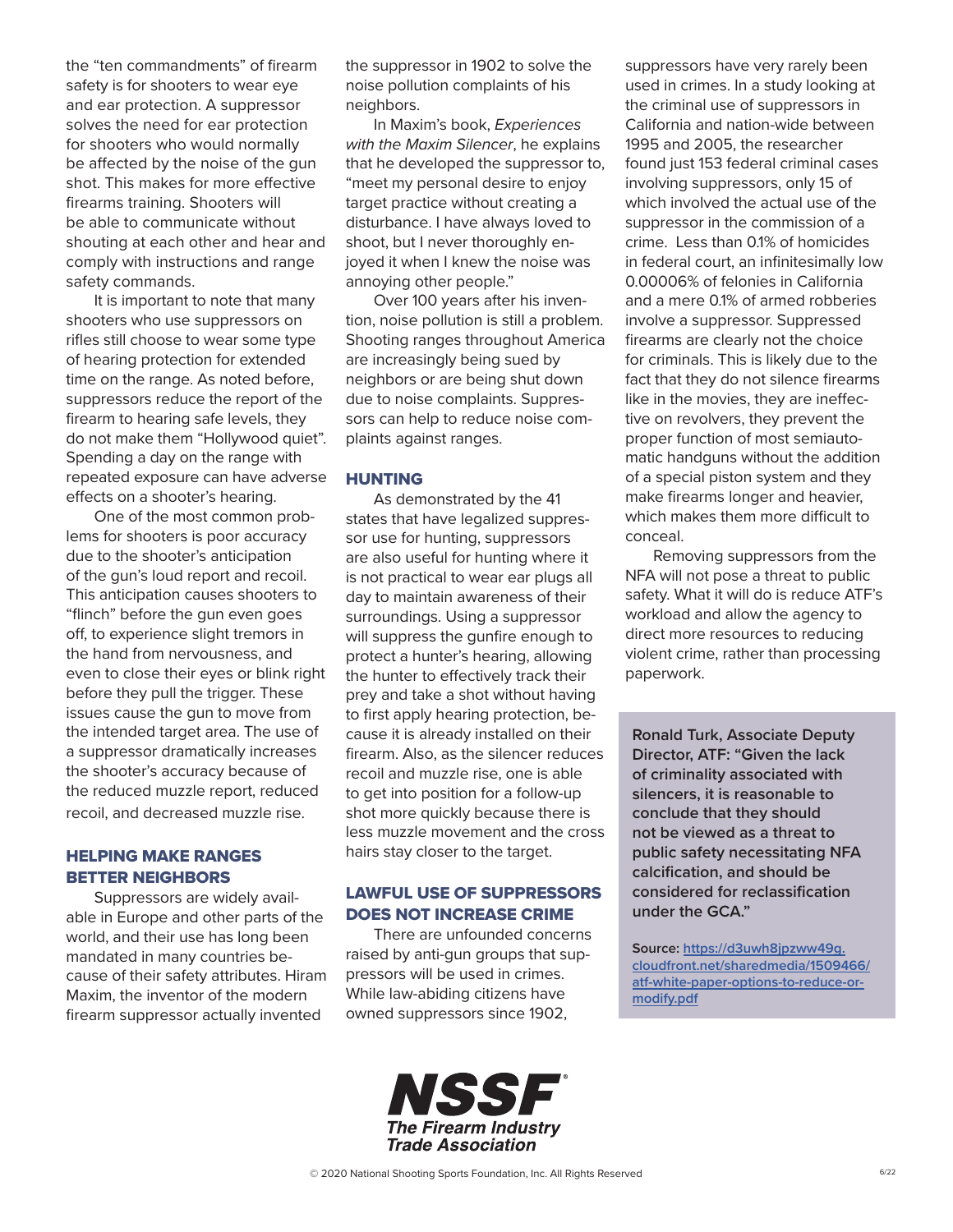the "ten commandments" of firearm safety is for shooters to wear eye and ear protection. A suppressor solves the need for ear protection for shooters who would normally be affected by the noise of the gun shot. This makes for more effective firearms training. Shooters will be able to communicate without shouting at each other and hear and comply with instructions and range safety commands.

It is important to note that many shooters who use suppressors on rifles still choose to wear some type of hearing protection for extended time on the range. As noted before, suppressors reduce the report of the firearm to hearing safe levels, they do not make them "Hollywood quiet". Spending a day on the range with repeated exposure can have adverse effects on a shooter's hearing.

One of the most common problems for shooters is poor accuracy due to the shooter's anticipation of the gun's loud report and recoil. This anticipation causes shooters to "flinch" before the gun even goes off, to experience slight tremors in the hand from nervousness, and even to close their eyes or blink right before they pull the trigger. These issues cause the gun to move from the intended target area. The use of a suppressor dramatically increases the shooter's accuracy because of the reduced muzzle report, reduced recoil, and decreased muzzle rise.

## HELPING MAKE RANGES BETTER NEIGHBORS

Suppressors are widely available in Europe and other parts of the world, and their use has long been mandated in many countries because of their safety attributes. Hiram Maxim, the inventor of the modern firearm suppressor actually invented the suppressor in 1902 to solve the noise pollution complaints of his neighbors.

In Maxim's book, *Experiences with the Maxim Silencer*, he explains that he developed the suppressor to, "meet my personal desire to enjoy target practice without creating a disturbance. I have always loved to shoot, but I never thoroughly enjoyed it when I knew the noise was annoying other people."

Over 100 years after his invention, noise pollution is still a problem. Shooting ranges throughout America are increasingly being sued by neighbors or are being shut down due to noise complaints. Suppressors can help to reduce noise complaints against ranges.

## HUNTING

As demonstrated by the 41 states that have legalized suppressor use for hunting, suppressors are also useful for hunting where it is not practical to wear ear plugs all day to maintain awareness of their surroundings. Using a suppressor will suppress the gunfire enough to protect a hunter's hearing, allowing the hunter to effectively track their prey and take a shot without having to first apply hearing protection, because it is already installed on their firearm. Also, as the silencer reduces recoil and muzzle rise, one is able to get into position for a follow-up shot more quickly because there is less muzzle movement and the cross hairs stay closer to the target.

## LAWFUL USE OF SUPPRESSORS DOES NOT INCREASE CRIME

There are unfounded concerns raised by anti-gun groups that suppressors will be used in crimes. While law-abiding citizens have owned suppressors since 1902, suppressors have very rarely been used in crimes. In a study looking at the criminal use of suppressors in California and nation-wide between 1995 and 2005, the researcher found just 153 federal criminal cases involving suppressors, only 15 of which involved the actual use of the suppressor in the commission of a crime. Less than 0.1% of homicides in federal court, an infinitesimally low 0.00006% of felonies in California and a mere 0.1% of armed robberies involve a suppressor. Suppressed firearms are clearly not the choice for criminals. This is likely due to the fact that they do not silence firearms like in the movies, they are ineffective on revolvers, they prevent the proper function of most semiautomatic handguns without the addition of a special piston system and they make firearms longer and heavier, which makes them more difficult to conceal.

Removing suppressors from the NFA will not pose a threat to public safety. What it will do is reduce ATF's workload and allow the agency to direct more resources to reducing violent crime, rather than processing paperwork.

**Ronald Turk, Associate Deputy Director, ATF: "Given the lack of criminality associated with silencers, it is reasonable to conclude that they should not be viewed as a threat to public safety necessitating NFA calcification, and should be considered for reclassification under the GCA."**

**Source:** [https://d3uwh8jpzww49g.cloudfront.net/sharedmedia/1509466/atf-white-paper-options-to-reduce-or-modify.pdf](https://d3uwh8jpzww49g.cloudfront.net/sharedmedia/1509466/atf-white-paper-options-to-reduce-or-modify.pdf)

**NSSF®**
*The Firearm Industry Trade Association*

© 2020 National Shooting Sports Foundation, Inc. All Rights Reserved

6/22